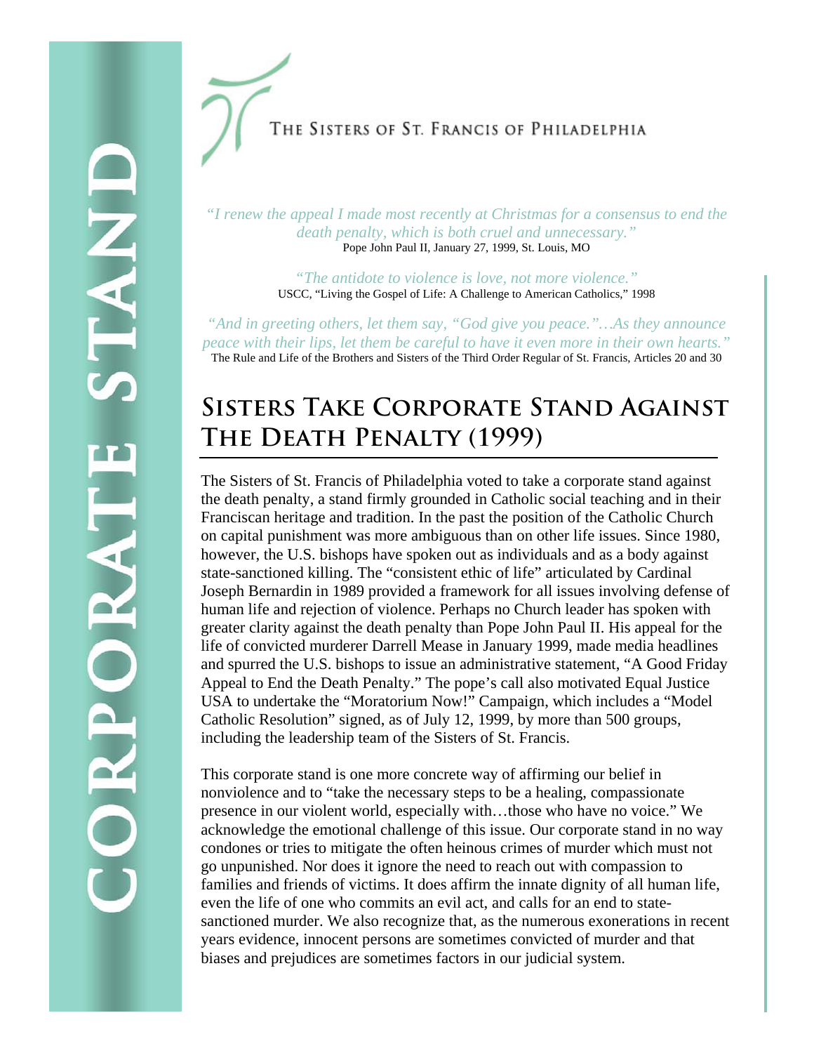CORPORATE STAND

THE SISTERS OF ST. FRANCIS OF PHILADELPHIA

*"I renew the appeal I made most recently at Christmas for a consensus to end the death penalty, which is both cruel and unnecessary."*
Pope John Paul II, January 27, 1999, St. Louis, MO

*"The antidote to violence is love, not more violence."*
USCC, "Living the Gospel of Life: A Challenge to American Catholics," 1998

*"And in greeting others, let them say, "God give you peace."…As they announce peace with their lips, let them be careful to have it even more in their own hearts."*
The Rule and Life of the Brothers and Sisters of the Third Order Regular of St. Francis, Articles 20 and 30

# Sisters Take Corporate Stand Against The Death Penalty (1999)

The Sisters of St. Francis of Philadelphia voted to take a corporate stand against the death penalty, a stand firmly grounded in Catholic social teaching and in their Franciscan heritage and tradition. In the past the position of the Catholic Church on capital punishment was more ambiguous than on other life issues. Since 1980, however, the U.S. bishops have spoken out as individuals and as a body against state-sanctioned killing. The "consistent ethic of life" articulated by Cardinal Joseph Bernardin in 1989 provided a framework for all issues involving defense of human life and rejection of violence. Perhaps no Church leader has spoken with greater clarity against the death penalty than Pope John Paul II. His appeal for the life of convicted murderer Darrell Mease in January 1999, made media headlines and spurred the U.S. bishops to issue an administrative statement, "A Good Friday Appeal to End the Death Penalty." The pope's call also motivated Equal Justice USA to undertake the "Moratorium Now!" Campaign, which includes a "Model Catholic Resolution" signed, as of July 12, 1999, by more than 500 groups, including the leadership team of the Sisters of St. Francis.

This corporate stand is one more concrete way of affirming our belief in nonviolence and to "take the necessary steps to be a healing, compassionate presence in our violent world, especially with…those who have no voice." We acknowledge the emotional challenge of this issue. Our corporate stand in no way condones or tries to mitigate the often heinous crimes of murder which must not go unpunished. Nor does it ignore the need to reach out with compassion to families and friends of victims. It does affirm the innate dignity of all human life, even the life of one who commits an evil act, and calls for an end to state-sanctioned murder. We also recognize that, as the numerous exonerations in recent years evidence, innocent persons are sometimes convicted of murder and that biases and prejudices are sometimes factors in our judicial system.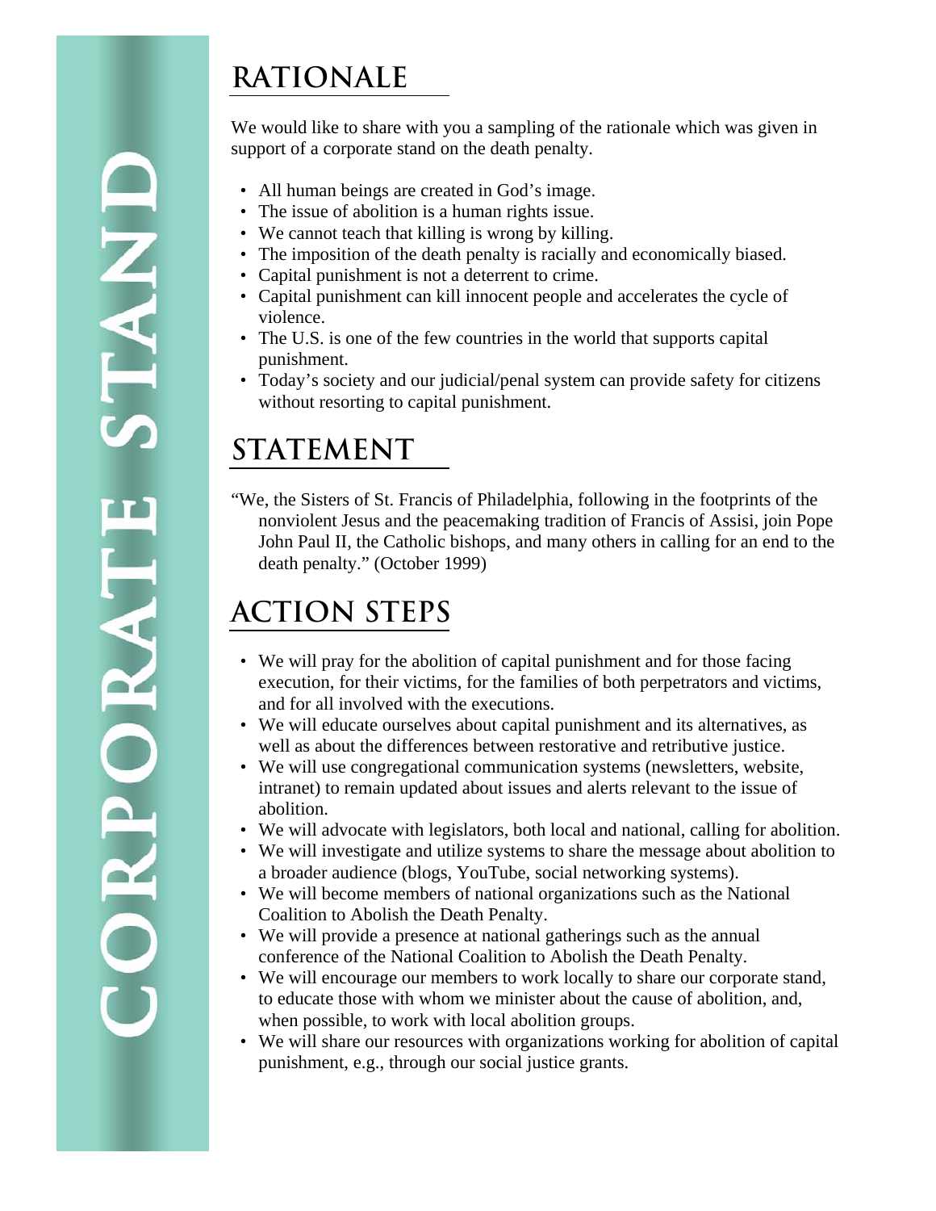# CORPORATE STAND

## RATIONALE

We would like to share with you a sampling of the rationale which was given in support of a corporate stand on the death penalty.

- All human beings are created in God's image.
- The issue of abolition is a human rights issue.
- We cannot teach that killing is wrong by killing.
- The imposition of the death penalty is racially and economically biased.
- Capital punishment is not a deterrent to crime.
- Capital punishment can kill innocent people and accelerates the cycle of violence.
- The U.S. is one of the few countries in the world that supports capital punishment.
- Today's society and our judicial/penal system can provide safety for citizens without resorting to capital punishment.

## STATEMENT

"We, the Sisters of St. Francis of Philadelphia, following in the footprints of the nonviolent Jesus and the peacemaking tradition of Francis of Assisi, join Pope John Paul II, the Catholic bishops, and many others in calling for an end to the death penalty." (October 1999)

## ACTION STEPS

- We will pray for the abolition of capital punishment and for those facing execution, for their victims, for the families of both perpetrators and victims, and for all involved with the executions.
- We will educate ourselves about capital punishment and its alternatives, as well as about the differences between restorative and retributive justice.
- We will use congregational communication systems (newsletters, website, intranet) to remain updated about issues and alerts relevant to the issue of abolition.
- We will advocate with legislators, both local and national, calling for abolition.
- We will investigate and utilize systems to share the message about abolition to a broader audience (blogs, YouTube, social networking systems).
- We will become members of national organizations such as the National Coalition to Abolish the Death Penalty.
- We will provide a presence at national gatherings such as the annual conference of the National Coalition to Abolish the Death Penalty.
- We will encourage our members to work locally to share our corporate stand, to educate those with whom we minister about the cause of abolition, and, when possible, to work with local abolition groups.
- We will share our resources with organizations working for abolition of capital punishment, e.g., through our social justice grants.